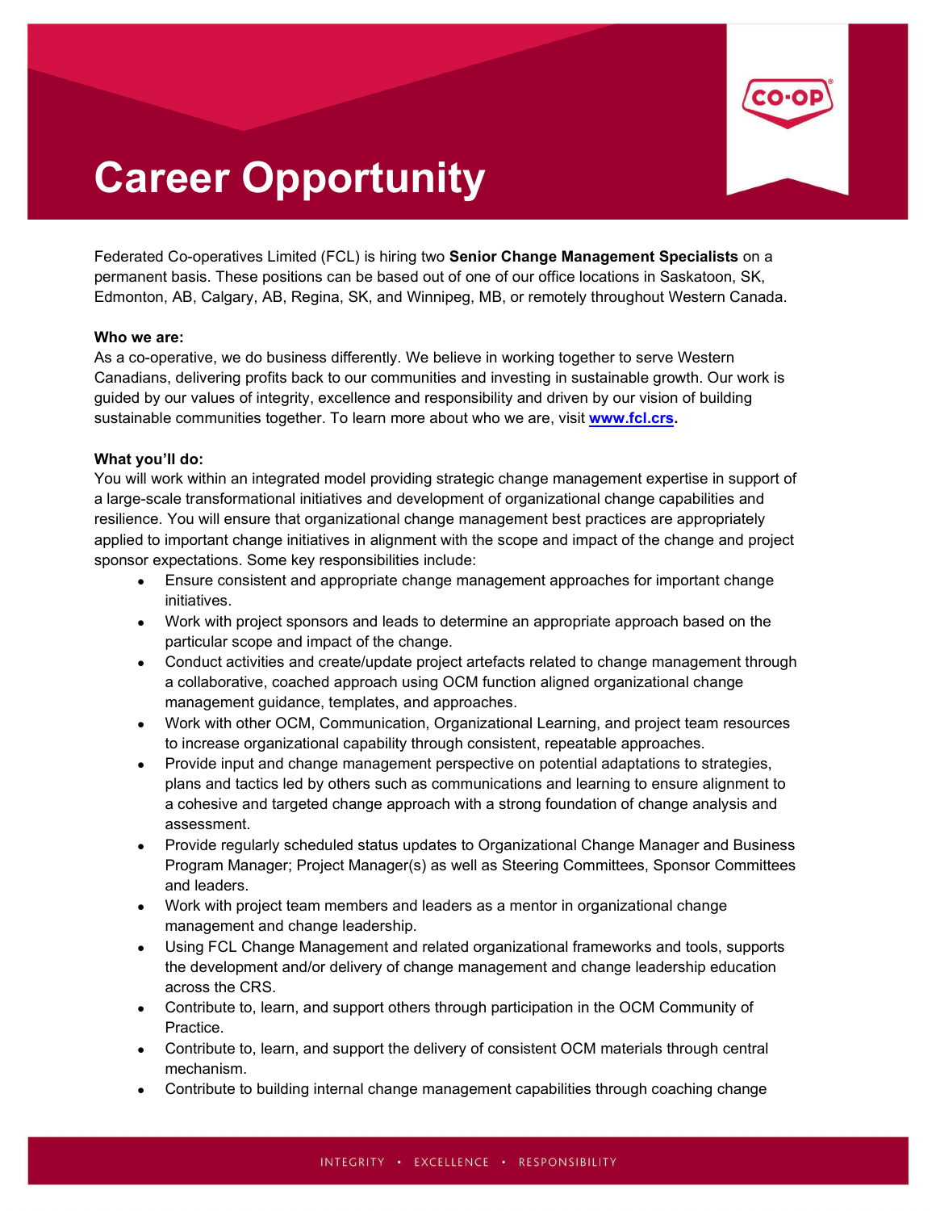# Career Opportunity

Federated Co-operatives Limited (FCL) is hiring two **Senior Change Management Specialists** on a permanent basis. These positions can be based out of one of our office locations in Saskatoon, SK, Edmonton, AB, Calgary, AB, Regina, SK, and Winnipeg, MB, or remotely throughout Western Canada.

**Who we are:**
As a co-operative, we do business differently. We believe in working together to serve Western Canadians, delivering profits back to our communities and investing in sustainable growth. Our work is guided by our values of integrity, excellence and responsibility and driven by our vision of building sustainable communities together. To learn more about who we are, visit **www.fcl.crs.**

**What you'll do:**
You will work within an integrated model providing strategic change management expertise in support of a large-scale transformational initiatives and development of organizational change capabilities and resilience. You will ensure that organizational change management best practices are appropriately applied to important change initiatives in alignment with the scope and impact of the change and project sponsor expectations. Some key responsibilities include:

- Ensure consistent and appropriate change management approaches for important change initiatives.
- Work with project sponsors and leads to determine an appropriate approach based on the particular scope and impact of the change.
- Conduct activities and create/update project artefacts related to change management through a collaborative, coached approach using OCM function aligned organizational change management guidance, templates, and approaches.
- Work with other OCM, Communication, Organizational Learning, and project team resources to increase organizational capability through consistent, repeatable approaches.
- Provide input and change management perspective on potential adaptations to strategies, plans and tactics led by others such as communications and learning to ensure alignment to a cohesive and targeted change approach with a strong foundation of change analysis and assessment.
- Provide regularly scheduled status updates to Organizational Change Manager and Business Program Manager; Project Manager(s) as well as Steering Committees, Sponsor Committees and leaders.
- Work with project team members and leaders as a mentor in organizational change management and change leadership.
- Using FCL Change Management and related organizational frameworks and tools, supports the development and/or delivery of change management and change leadership education across the CRS.
- Contribute to, learn, and support others through participation in the OCM Community of Practice.
- Contribute to, learn, and support the delivery of consistent OCM materials through central mechanism.
- Contribute to building internal change management capabilities through coaching change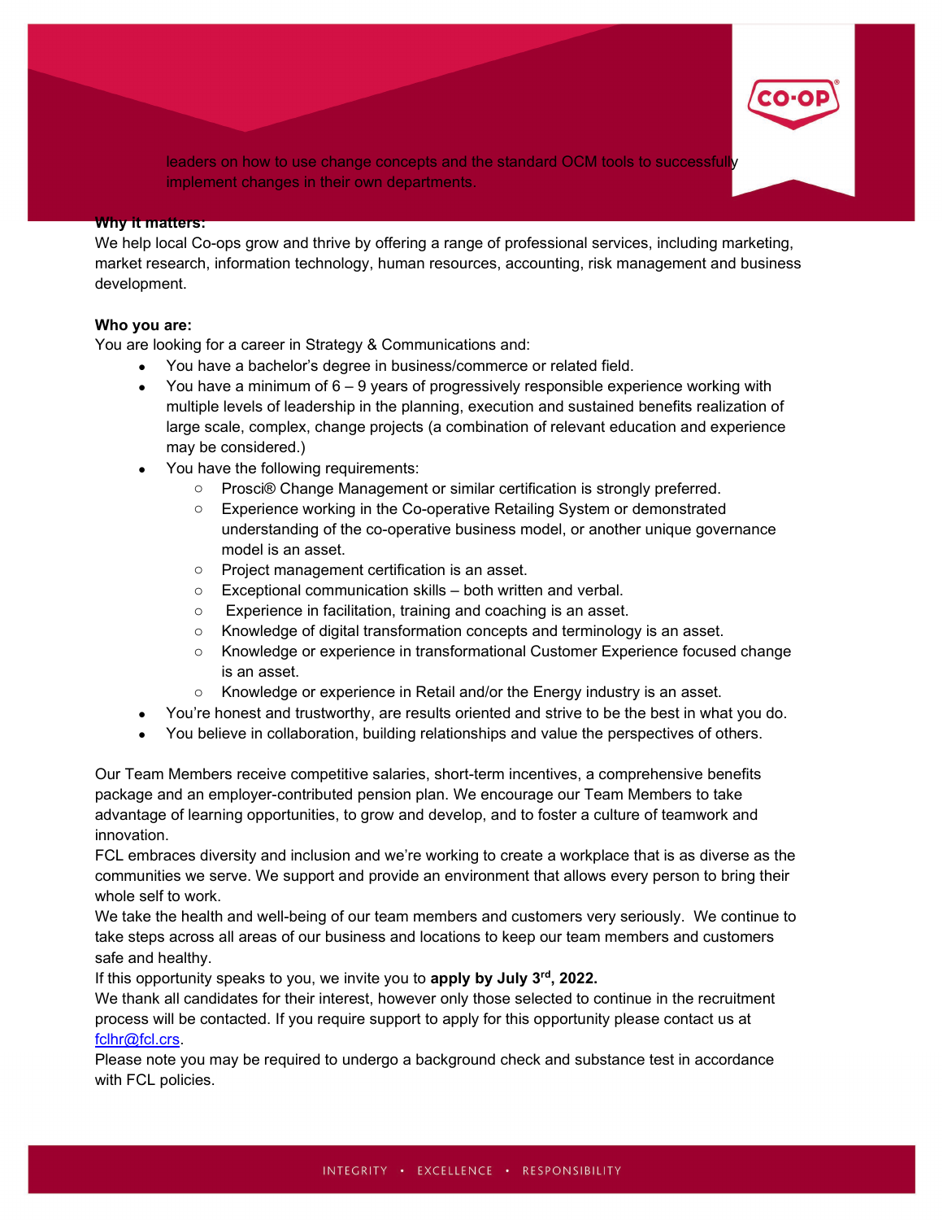leaders on how to use change concepts and the standard OCM tools to successfully implement changes in their own departments.

**Why it matters:**

We help local Co-ops grow and thrive by offering a range of professional services, including marketing, market research, information technology, human resources, accounting, risk management and business development.

**Who you are:**

You are looking for a career in Strategy & Communications and:

- You have a bachelor's degree in business/commerce or related field.
- You have a minimum of 6 – 9 years of progressively responsible experience working with multiple levels of leadership in the planning, execution and sustained benefits realization of large scale, complex, change projects (a combination of relevant education and experience may be considered.)
- You have the following requirements:
  - Prosci® Change Management or similar certification is strongly preferred.
  - Experience working in the Co-operative Retailing System or demonstrated understanding of the co-operative business model, or another unique governance model is an asset.
  - Project management certification is an asset.
  - Exceptional communication skills – both written and verbal.
  - Experience in facilitation, training and coaching is an asset.
  - Knowledge of digital transformation concepts and terminology is an asset.
  - Knowledge or experience in transformational Customer Experience focused change is an asset.
  - Knowledge or experience in Retail and/or the Energy industry is an asset.
- You're honest and trustworthy, are results oriented and strive to be the best in what you do.
- You believe in collaboration, building relationships and value the perspectives of others.

Our Team Members receive competitive salaries, short-term incentives, a comprehensive benefits package and an employer-contributed pension plan. We encourage our Team Members to take advantage of learning opportunities, to grow and develop, and to foster a culture of teamwork and innovation.

FCL embraces diversity and inclusion and we're working to create a workplace that is as diverse as the communities we serve. We support and provide an environment that allows every person to bring their whole self to work.

We take the health and well-being of our team members and customers very seriously. We continue to take steps across all areas of our business and locations to keep our team members and customers safe and healthy.

If this opportunity speaks to you, we invite you to **apply by July 3rd, 2022.**

We thank all candidates for their interest, however only those selected to continue in the recruitment process will be contacted. If you require support to apply for this opportunity please contact us at fclhr@fcl.crs.

Please note you may be required to undergo a background check and substance test in accordance with FCL policies.